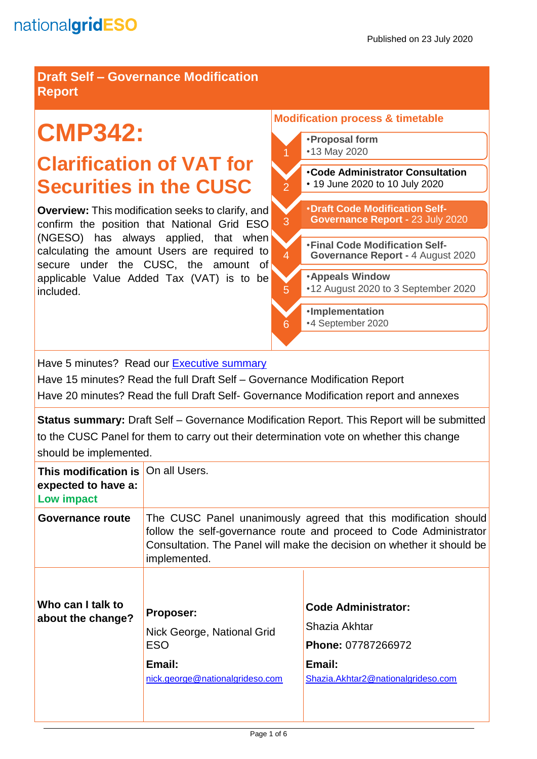nationalgridESO

Published on 23 July 2020

## Draft Self – Governance Modification Report

# CMP342:

## Clarification of VAT for Securities in the CUSC

**Overview:** This modification seeks to clarify, and confirm the position that National Grid ESO (NGESO) has always applied, that when calculating the amount Users are required to secure under the CUSC, the amount of applicable Value Added Tax (VAT) is to be included.

### Modification process & timetable

1. **Proposal form**
   - 13 May 2020
2. **Code Administrator Consultation**
   - 19 June 2020 to 10 July 2020
3. **Draft Code Modification Self-Governance Report** - 23 July 2020
4. **Final Code Modification Self-Governance Report** - 4 August 2020
5. **Appeals Window**
   - 12 August 2020 to 3 September 2020
6. **Implementation**
   - 4 September 2020

Have 5 minutes? Read our Executive summary

Have 15 minutes? Read the full Draft Self – Governance Modification Report

Have 20 minutes? Read the full Draft Self- Governance Modification report and annexes

**Status summary:** Draft Self – Governance Modification Report. This Report will be submitted to the CUSC Panel for them to carry out their determination vote on whether this change should be implemented.

| | |
|---|---|
| **This modification is expected to have a: Low impact** | On all Users. |
| **Governance route** | The CUSC Panel unanimously agreed that this modification should follow the self-governance route and proceed to Code Administrator Consultation. The Panel will make the decision on whether it should be implemented. |

| | | |
|---|---|---|
| **Who can I talk to about the change?** | **Proposer:** Nick George, National Grid ESO **Email:** nick.george@nationalgrideso.com | **Code Administrator:** Shazia Akhtar **Phone:** 07787266972 **Email:** Shazia.Akhtar2@nationalgrideso.com |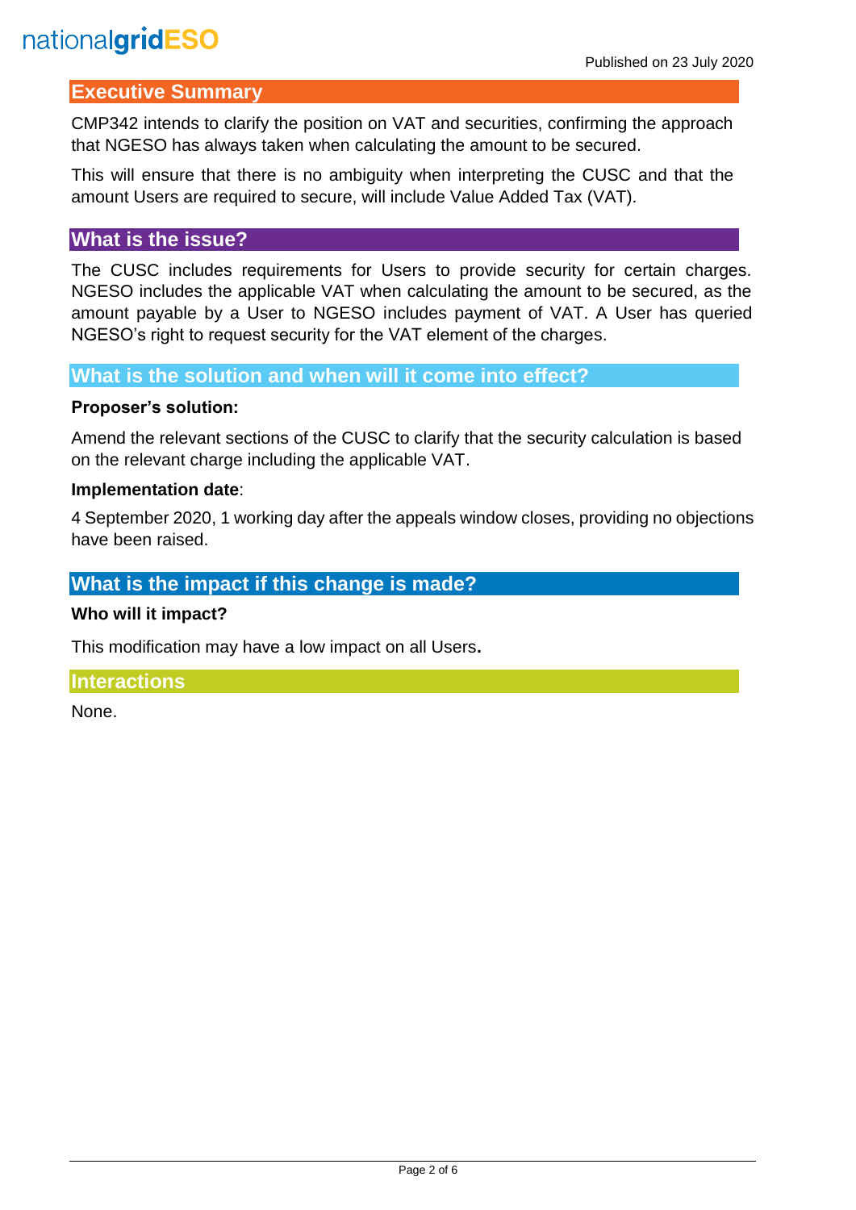## Executive Summary

CMP342 intends to clarify the position on VAT and securities, confirming the approach that NGESO has always taken when calculating the amount to be secured.

This will ensure that there is no ambiguity when interpreting the CUSC and that the amount Users are required to secure, will include Value Added Tax (VAT).

## What is the issue?

The CUSC includes requirements for Users to provide security for certain charges. NGESO includes the applicable VAT when calculating the amount to be secured, as the amount payable by a User to NGESO includes payment of VAT. A User has queried NGESO's right to request security for the VAT element of the charges.

## What is the solution and when will it come into effect?

**Proposer's solution:**

Amend the relevant sections of the CUSC to clarify that the security calculation is based on the relevant charge including the applicable VAT.

**Implementation date**:

4 September 2020, 1 working day after the appeals window closes, providing no objections have been raised.

## What is the impact if this change is made?

**Who will it impact?**

This modification may have a low impact on all Users**.**

## Interactions

None.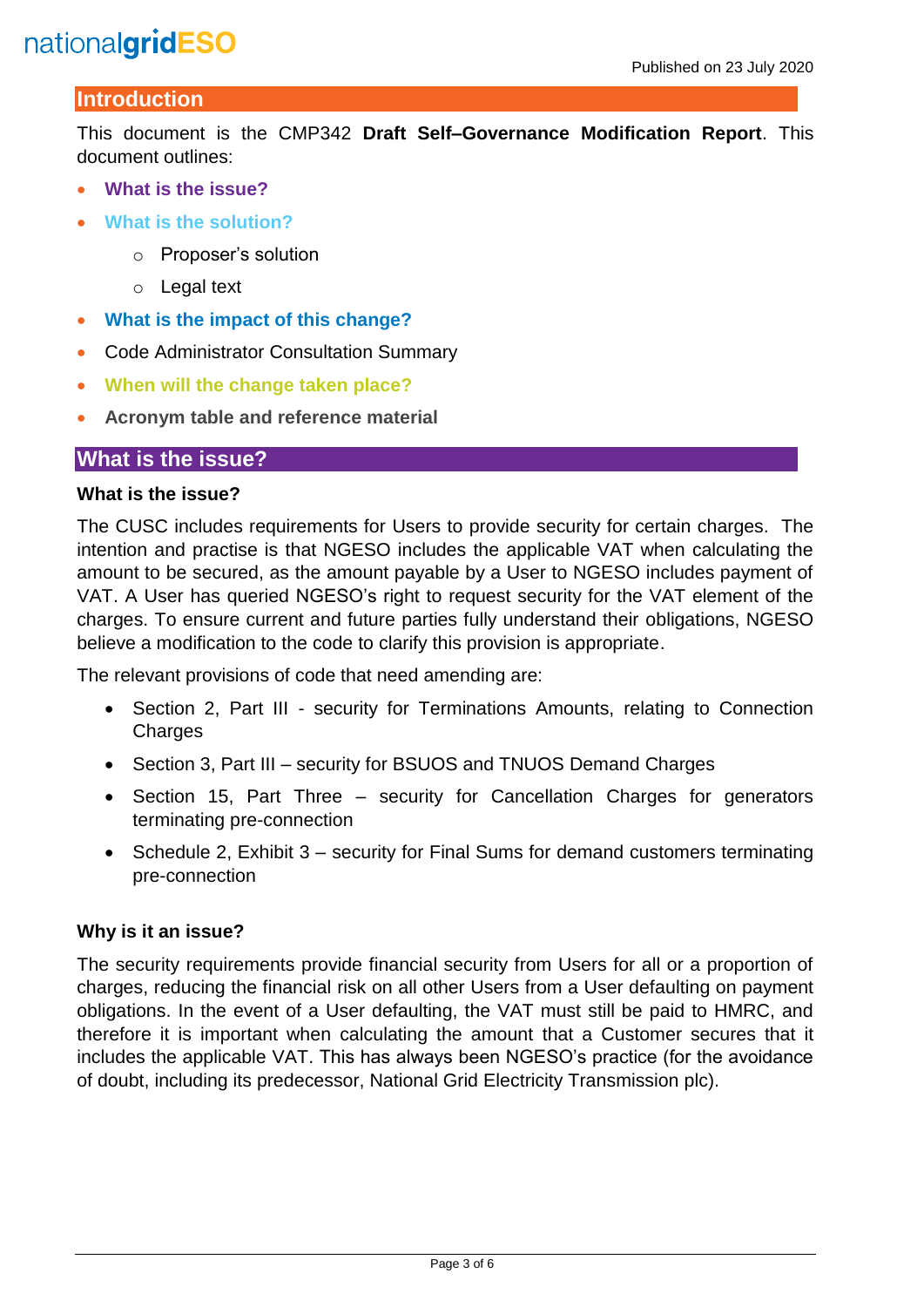## Introduction

This document is the CMP342 **Draft Self–Governance Modification Report**. This document outlines:

- **What is the issue?**
- **What is the solution?**
  - Proposer's solution
  - Legal text
- **What is the impact of this change?**
- Code Administrator Consultation Summary
- **When will the change taken place?**
- **Acronym table and reference material**

## What is the issue?

### What is the issue?

The CUSC includes requirements for Users to provide security for certain charges. The intention and practise is that NGESO includes the applicable VAT when calculating the amount to be secured, as the amount payable by a User to NGESO includes payment of VAT. A User has queried NGESO's right to request security for the VAT element of the charges. To ensure current and future parties fully understand their obligations, NGESO believe a modification to the code to clarify this provision is appropriate.

The relevant provisions of code that need amending are:

- Section 2, Part III - security for Terminations Amounts, relating to Connection Charges
- Section 3, Part III – security for BSUOS and TNUOS Demand Charges
- Section 15, Part Three – security for Cancellation Charges for generators terminating pre-connection
- Schedule 2, Exhibit 3 – security for Final Sums for demand customers terminating pre-connection

### Why is it an issue?

The security requirements provide financial security from Users for all or a proportion of charges, reducing the financial risk on all other Users from a User defaulting on payment obligations. In the event of a User defaulting, the VAT must still be paid to HMRC, and therefore it is important when calculating the amount that a Customer secures that it includes the applicable VAT. This has always been NGESO's practice (for the avoidance of doubt, including its predecessor, National Grid Electricity Transmission plc).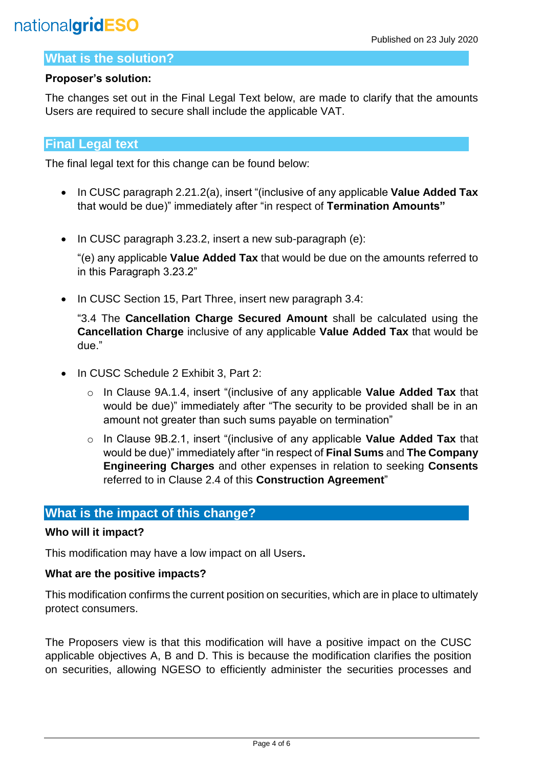## What is the solution?

**Proposer's solution:**

The changes set out in the Final Legal Text below, are made to clarify that the amounts Users are required to secure shall include the applicable VAT.

## Final Legal text

The final legal text for this change can be found below:

- In CUSC paragraph 2.21.2(a), insert "(inclusive of any applicable **Value Added Tax** that would be due)" immediately after "in respect of **Termination Amounts"**

- In CUSC paragraph 3.23.2, insert a new sub-paragraph (e):

  "(e) any applicable **Value Added Tax** that would be due on the amounts referred to in this Paragraph 3.23.2"

- In CUSC Section 15, Part Three, insert new paragraph 3.4:

  "3.4 The **Cancellation Charge Secured Amount** shall be calculated using the **Cancellation Charge** inclusive of any applicable **Value Added Tax** that would be due."

- In CUSC Schedule 2 Exhibit 3, Part 2:
  - In Clause 9A.1.4, insert "(inclusive of any applicable **Value Added Tax** that would be due)" immediately after "The security to be provided shall be in an amount not greater than such sums payable on termination"
  - In Clause 9B.2.1, insert "(inclusive of any applicable **Value Added Tax** that would be due)" immediately after "in respect of **Final Sums** and **The Company Engineering Charges** and other expenses in relation to seeking **Consents** referred to in Clause 2.4 of this **Construction Agreement**"

## What is the impact of this change?

**Who will it impact?**

This modification may have a low impact on all Users**.**

**What are the positive impacts?**

This modification confirms the current position on securities, which are in place to ultimately protect consumers.

The Proposers view is that this modification will have a positive impact on the CUSC applicable objectives A, B and D. This is because the modification clarifies the position on securities, allowing NGESO to efficiently administer the securities processes and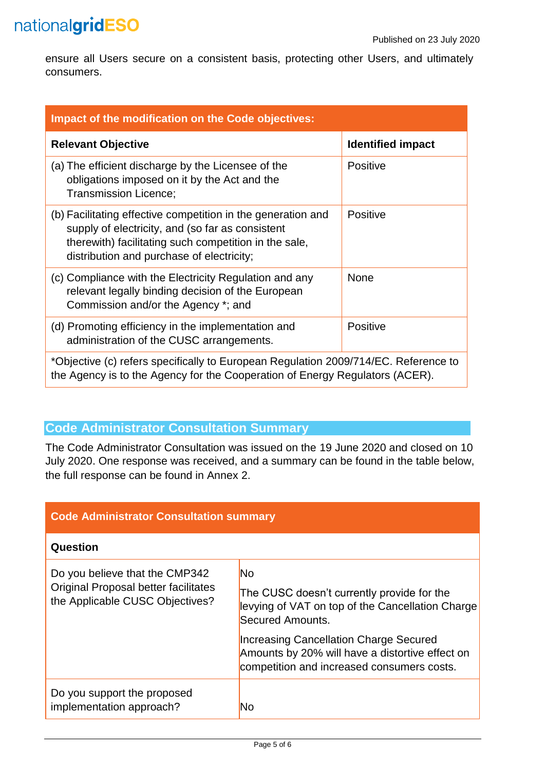ensure all Users secure on a consistent basis, protecting other Users, and ultimately consumers.

| Impact of the modification on the Code objectives: | |
|---|---|
| **Relevant Objective** | **Identified impact** |
| (a) The efficient discharge by the Licensee of the obligations imposed on it by the Act and the Transmission Licence; | Positive |
| (b) Facilitating effective competition in the generation and supply of electricity, and (so far as consistent therewith) facilitating such competition in the sale, distribution and purchase of electricity; | Positive |
| (c) Compliance with the Electricity Regulation and any relevant legally binding decision of the European Commission and/or the Agency *; and | None |
| (d) Promoting efficiency in the implementation and administration of the CUSC arrangements. | Positive |
| *Objective (c) refers specifically to European Regulation 2009/714/EC. Reference to the Agency is to the Agency for the Cooperation of Energy Regulators (ACER). | |

## Code Administrator Consultation Summary

The Code Administrator Consultation was issued on the 19 June 2020 and closed on 10 July 2020. One response was received, and a summary can be found in the table below, the full response can be found in Annex 2.

| Code Administrator Consultation summary | |
|---|---|
| **Question** | |
| Do you believe that the CMP342 Original Proposal better facilitates the Applicable CUSC Objectives? | No<br><br>The CUSC doesn't currently provide for the levying of VAT on top of the Cancellation Charge Secured Amounts.<br><br>Increasing Cancellation Charge Secured Amounts by 20% will have a distortive effect on competition and increased consumers costs. |
| Do you support the proposed implementation approach? | No |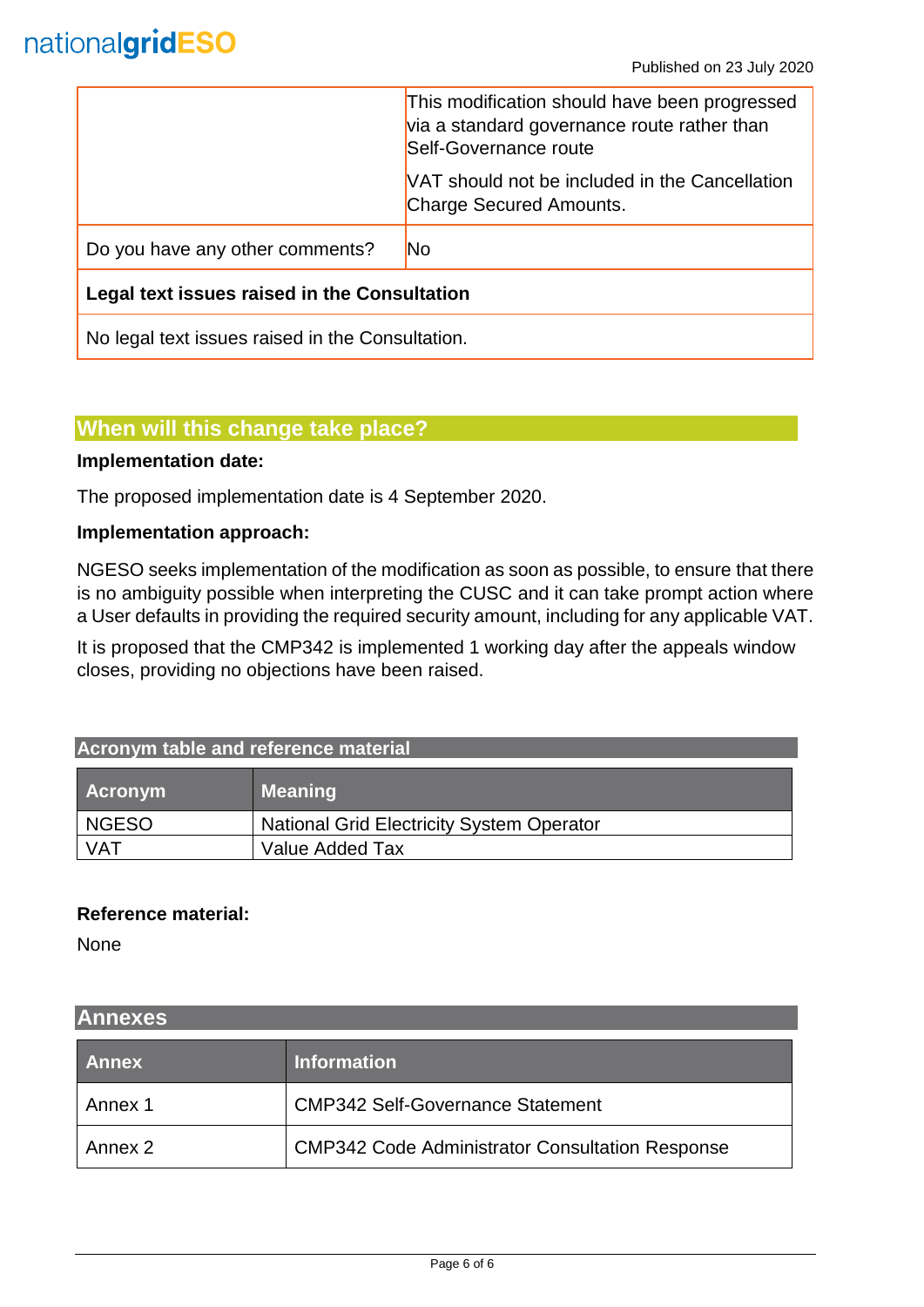| | |
|---|---|
| | This modification should have been progressed via a standard governance route rather than Self-Governance route<br><br>VAT should not be included in the Cancellation Charge Secured Amounts. |
| Do you have any other comments? | No |
| **Legal text issues raised in the Consultation** | |
| No legal text issues raised in the Consultation. | |

## When will this change take place?

**Implementation date:**

The proposed implementation date is 4 September 2020.

**Implementation approach:**

NGESO seeks implementation of the modification as soon as possible, to ensure that there is no ambiguity possible when interpreting the CUSC and it can take prompt action where a User defaults in providing the required security amount, including for any applicable VAT.

It is proposed that the CMP342 is implemented 1 working day after the appeals window closes, providing no objections have been raised.

## Acronym table and reference material

| Acronym | Meaning |
|---|---|
| NGESO | National Grid Electricity System Operator |
| VAT | Value Added Tax |

**Reference material:**

None

## Annexes

| Annex | Information |
|---|---|
| Annex 1 | CMP342 Self-Governance Statement |
| Annex 2 | CMP342 Code Administrator Consultation Response |